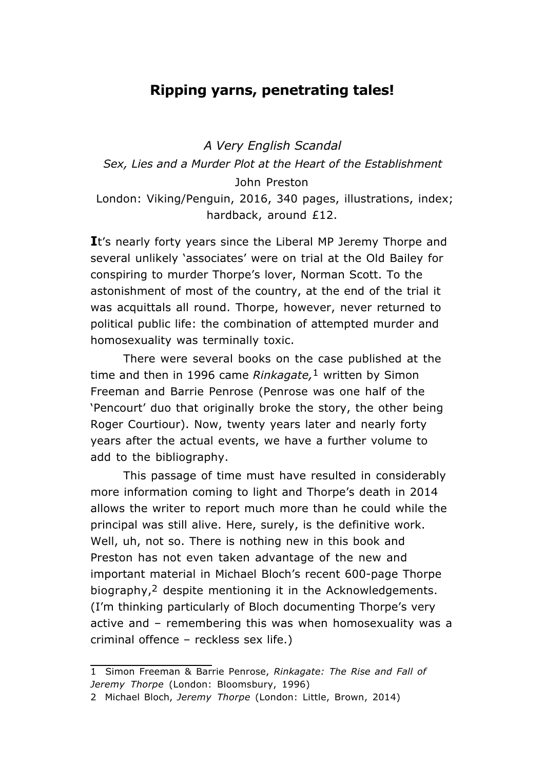# Ripping yarns, penetrating tales!

*A Very English Scandal*

*Sex, Lies and a Murder Plot at the Heart of the Establishment*

John Preston

London: Viking/Penguin, 2016, 340 pages, illustrations, index; hardback, around £12.

**I**t's nearly forty years since the Liberal MP Jeremy Thorpe and several unlikely 'associates' were on trial at the Old Bailey for conspiring to murder Thorpe's lover, Norman Scott. To the astonishment of most of the country, at the end of the trial it was acquittals all round. Thorpe, however, never returned to political public life: the combination of attempted murder and homosexuality was terminally toxic.

There were several books on the case published at the time and then in 1996 came *Rinkagate,*[1] written by Simon Freeman and Barrie Penrose (Penrose was one half of the 'Pencourt' duo that originally broke the story, the other being Roger Courtiour). Now, twenty years later and nearly forty years after the actual events, we have a further volume to add to the bibliography.

This passage of time must have resulted in considerably more information coming to light and Thorpe's death in 2014 allows the writer to report much more than he could while the principal was still alive. Here, surely, is the definitive work. Well, uh, not so. There is nothing new in this book and Preston has not even taken advantage of the new and important material in Michael Bloch's recent 600-page Thorpe biography,[2] despite mentioning it in the Acknowledgements. (I'm thinking particularly of Bloch documenting Thorpe's very active and – remembering this was when homosexuality was a criminal offence – reckless sex life.)

---

1 Simon Freeman & Barrie Penrose, *Rinkagate: The Rise and Fall of Jeremy Thorpe* (London: Bloomsbury, 1996)

2 Michael Bloch, *Jeremy Thorpe* (London: Little, Brown, 2014)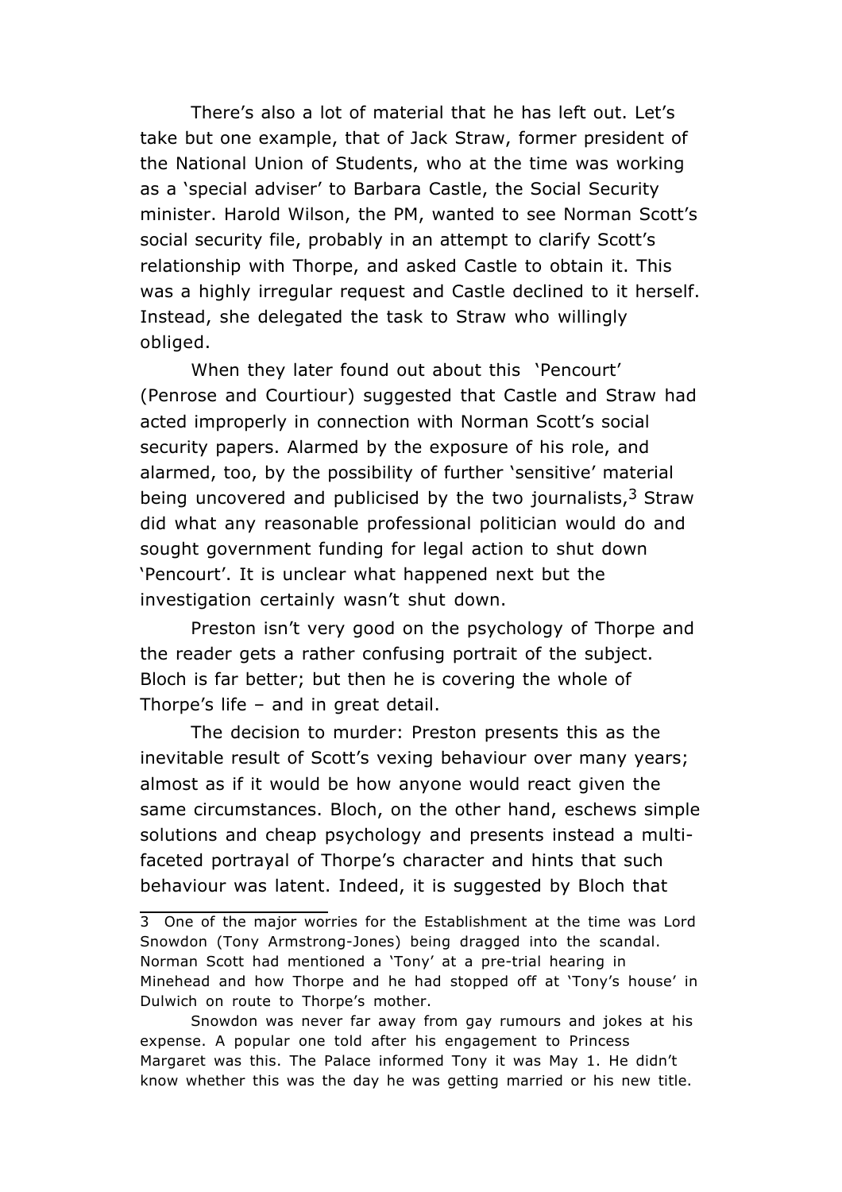There's also a lot of material that he has left out. Let's take but one example, that of Jack Straw, former president of the National Union of Students, who at the time was working as a 'special adviser' to Barbara Castle, the Social Security minister. Harold Wilson, the PM, wanted to see Norman Scott's social security file, probably in an attempt to clarify Scott's relationship with Thorpe, and asked Castle to obtain it. This was a highly irregular request and Castle declined to it herself. Instead, she delegated the task to Straw who willingly obliged.

When they later found out about this 'Pencourt' (Penrose and Courtiour) suggested that Castle and Straw had acted improperly in connection with Norman Scott's social security papers. Alarmed by the exposure of his role, and alarmed, too, by the possibility of further 'sensitive' material being uncovered and publicised by the two journalists,[3] Straw did what any reasonable professional politician would do and sought government funding for legal action to shut down 'Pencourt'. It is unclear what happened next but the investigation certainly wasn't shut down.

Preston isn't very good on the psychology of Thorpe and the reader gets a rather confusing portrait of the subject. Bloch is far better; but then he is covering the whole of Thorpe's life – and in great detail.

The decision to murder: Preston presents this as the inevitable result of Scott's vexing behaviour over many years; almost as if it would be how anyone would react given the same circumstances. Bloch, on the other hand, eschews simple solutions and cheap psychology and presents instead a multi-faceted portrayal of Thorpe's character and hints that such behaviour was latent. Indeed, it is suggested by Bloch that

---

3 One of the major worries for the Establishment at the time was Lord Snowdon (Tony Armstrong-Jones) being dragged into the scandal. Norman Scott had mentioned a 'Tony' at a pre-trial hearing in Minehead and how Thorpe and he had stopped off at 'Tony's house' in Dulwich on route to Thorpe's mother.

Snowdon was never far away from gay rumours and jokes at his expense. A popular one told after his engagement to Princess Margaret was this. The Palace informed Tony it was May 1. He didn't know whether this was the day he was getting married or his new title.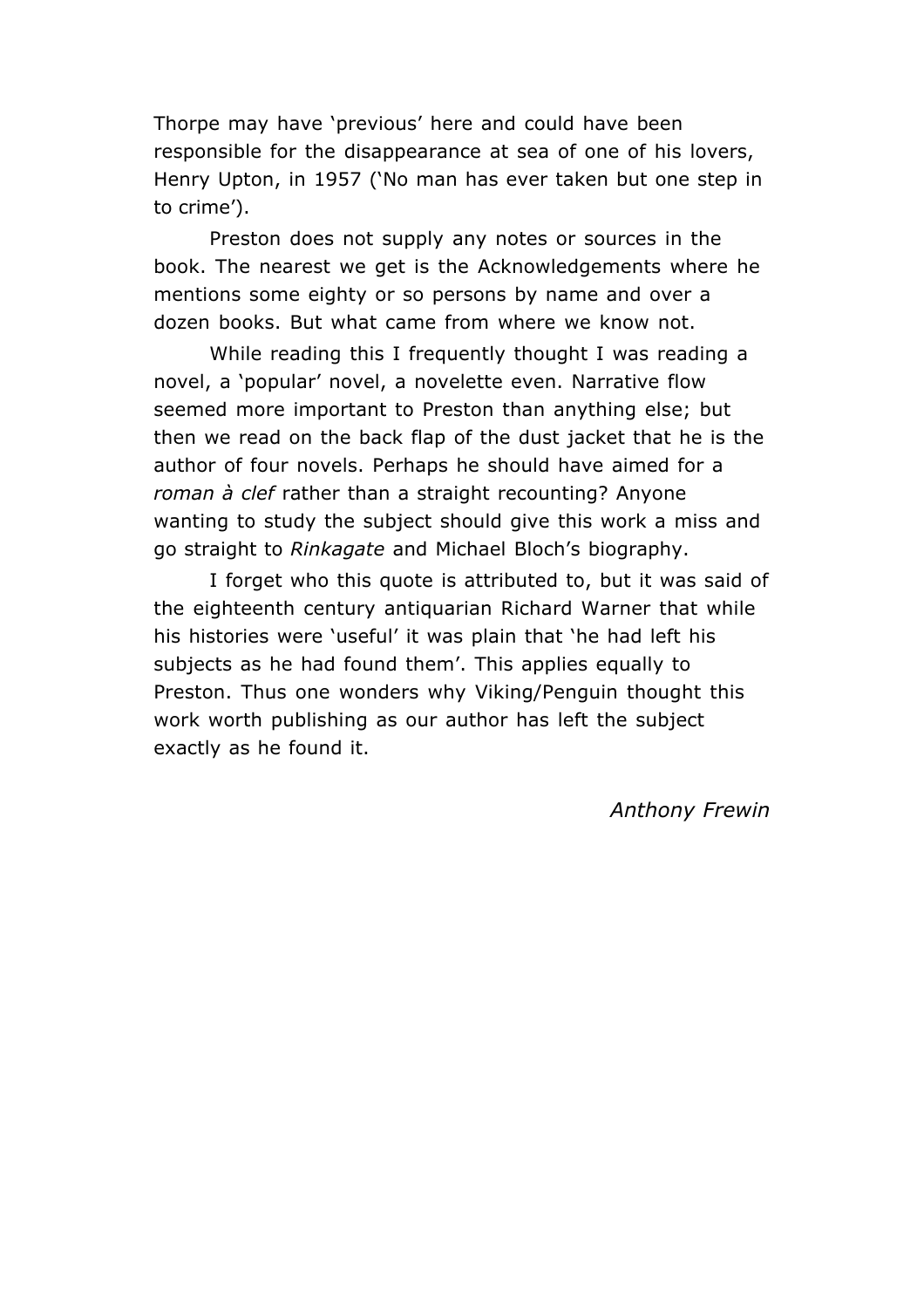Thorpe may have ‘previous’ here and could have been responsible for the disappearance at sea of one of his lovers, Henry Upton, in 1957 (‘No man has ever taken but one step in to crime’).

Preston does not supply any notes or sources in the book. The nearest we get is the Acknowledgements where he mentions some eighty or so persons by name and over a dozen books. But what came from where we know not.

While reading this I frequently thought I was reading a novel, a ‘popular’ novel, a novelette even. Narrative flow seemed more important to Preston than anything else; but then we read on the back flap of the dust jacket that he is the author of four novels. Perhaps he should have aimed for a *roman à clef* rather than a straight recounting? Anyone wanting to study the subject should give this work a miss and go straight to *Rinkagate* and Michael Bloch’s biography.

I forget who this quote is attributed to, but it was said of the eighteenth century antiquarian Richard Warner that while his histories were ‘useful’ it was plain that ‘he had left his subjects as he had found them’. This applies equally to Preston. Thus one wonders why Viking/Penguin thought this work worth publishing as our author has left the subject exactly as he found it.

*Anthony Frewin*